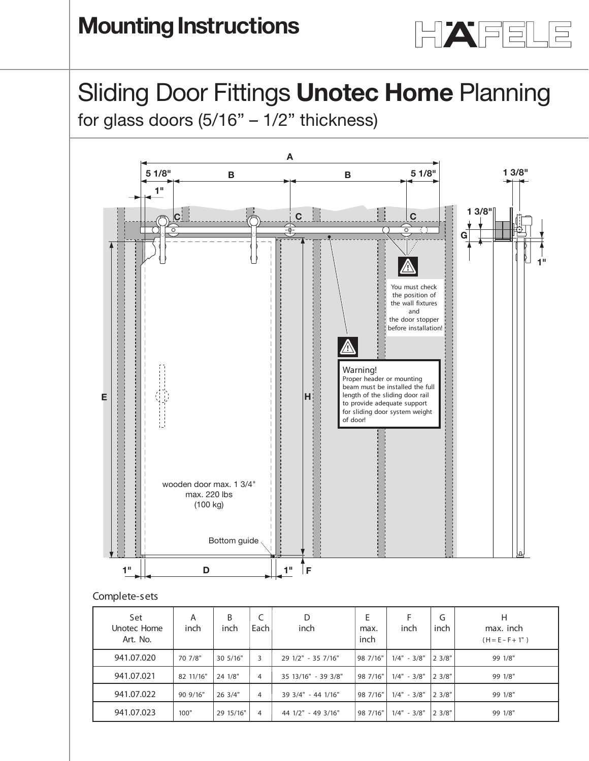# Mounting Instructions

## Sliding Door Fittings **Unotec Home** Planning

for glass doors (5/16" – 1/2" thickness)

You must check the position of the wall fixtures and the door stopper before installation!

Warning!
Proper header or mounting beam must be installed the full length of the sliding door rail to provide adequate support for sliding door system weight of door!

wooden door max. 1 3/4"
max. 220 lbs
(100 kg)

Bottom guide

Complete-sets

| Set Unotec Home Art. No. | A inch | B inch | C Each | D inch | E max. inch | F inch | G inch | H max. inch (H = E – F + 1") |
|---|---|---|---|---|---|---|---|---|
| 941.07.020 | 70 7/8" | 30 5/16" | 3 | 29 1/2" - 35 7/16" | 98 7/16" | 1/4" - 3/8" | 2 3/8" | 99 1/8" |
| 941.07.021 | 82 11/16" | 24 1/8" | 4 | 35 13/16" - 39 3/8" | 98 7/16" | 1/4" - 3/8" | 2 3/8" | 99 1/8" |
| 941.07.022 | 90 9/16" | 26 3/4" | 4 | 39 3/4" - 44 1/16" | 98 7/16" | 1/4" - 3/8" | 2 3/8" | 99 1/8" |
| 941.07.023 | 100" | 29 15/16" | 4 | 44 1/2" - 49 3/16" | 98 7/16" | 1/4" - 3/8" | 2 3/8" | 99 1/8" |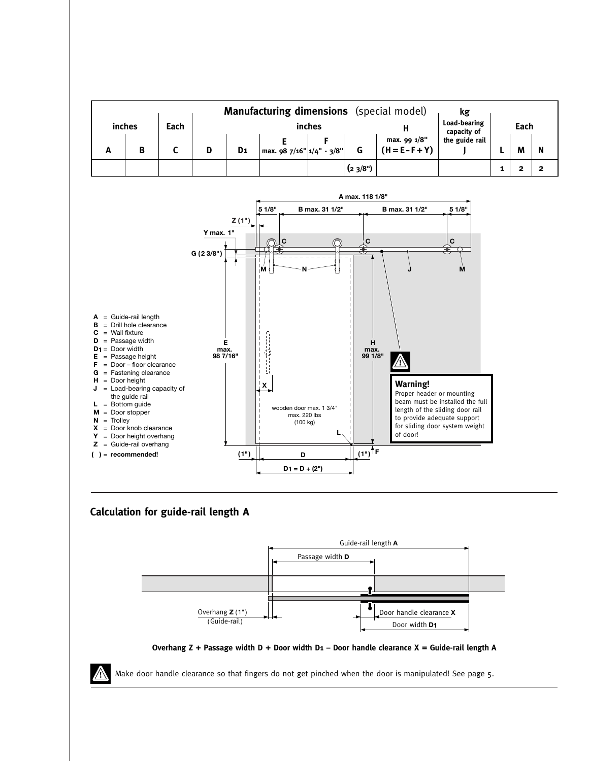| | | | **Manufacturing dimensions** (special model) | | | | | kg | | | |
|---|---|---|---|---|---|---|---|---|---|---|---|
| inches | | Each | inches | | | | H | Load-bearing capacity of the guide rail | Each | | |
| A | B | C | D | $D_1$ | E max. 98 7/16" | F 1/4" - 3/8" | G | max. 99 1/8" (H = E – F + Y) | J | L | M | N |
| | | | | | | | (2 3/8") | | | 1 | 2 | 2 |

A max. 118 1/8"

5 1/8" | B max. 31 1/2" | B max. 31 1/2" | 5 1/8"

Z (1")

Y max. 1"

G (2 3/8")

E max. 98 7/16"

H max. 99 1/8"

wooden door max. 1 3/4" max. 220 lbs (100 kg)

(1") | D | (1") F

$D_1 = D + (2")$

- **A** = Guide-rail length
- **B** = Drill hole clearance
- **C** = Wall fixture
- **D** = Passage width
- **$D_1$** = Door width
- **E** = Passage height
- **F** = Door – floor clearance
- **G** = Fastening clearance
- **H** = Door height
- **J** = Load-bearing capacity of the guide rail
- **L** = Bottom guide
- **M** = Door stopper
- **N** = Trolley
- **X** = Door knob clearance
- **Y** = Door height overhang
- **Z** = Guide-rail overhang
- **( )** = **recommended!**

**Warning!**
Proper header or mounting beam must be installed the full length of the sliding door rail to provide adequate support for sliding door system weight of door!

## Calculation for guide-rail length A

Guide-rail length **A**

Passage width **D**

Overhang **Z** (1") (Guide-rail)

Door handle clearance **X**

Door width **$D_1$**

**Overhang Z + Passage width D + Door width $D_1$ – Door handle clearance X = Guide-rail length A**

Make door handle clearance so that fingers do not get pinched when the door is manipulated! See page 5.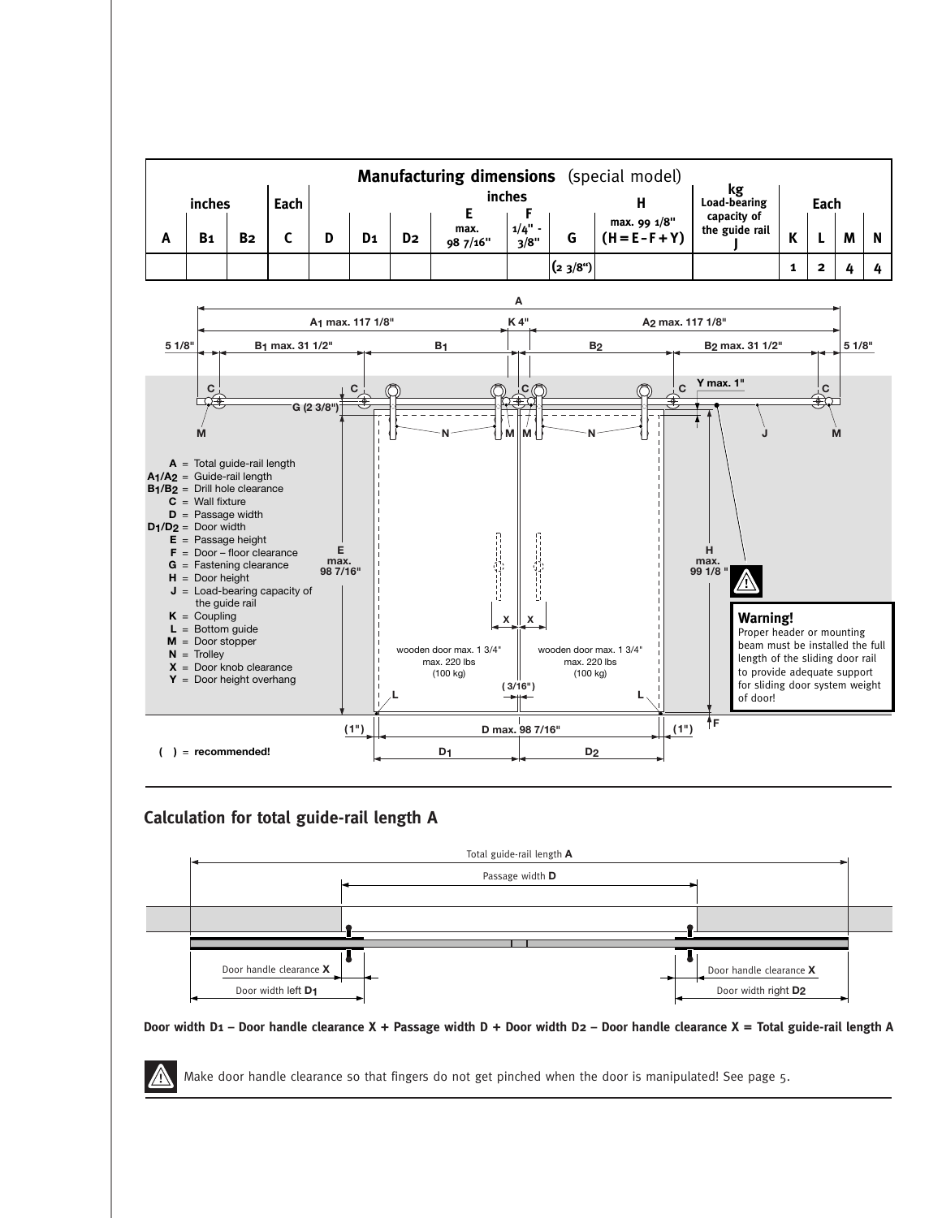## Manufacturing dimensions (special model)

| inches | | | Each | inches | | | | | | H | kg Load-bearing capacity of the guide rail | Each | | | |
|---|---|---|---|---|---|---|---|---|---|---|---|---|---|---|---|
| A | B1 | B2 | C | D | D1 | D2 | E max. 98 7/16" | F 1/4" - 3/8" | G | max. 99 1/8" (H = E - F + Y) | J | K | L | M | N |
| | | | | | | | | | (2 3/8") | | | 1 | 2 | 4 | 4 |

A = Total guide-rail length
A1/A2 = Guide-rail length
B1/B2 = Drill hole clearance
C = Wall fixture
D = Passage width
D1/D2 = Door width
E = Passage height
F = Door – floor clearance
G = Fastening clearance
H = Door height
J = Load-bearing capacity of the guide rail
K = Coupling
L = Bottom guide
M = Door stopper
N = Trolley
X = Door knob clearance
Y = Door height overhang

A1 max. 117 1/8" | K 4" | A2 max. 117 1/8"
5 1/8" | B1 max. 31 1/2" | B1 | B2 | B2 max. 31 1/2" | 5 1/8"
G (2 3/8") | Y max. 1"
E max. 98 7/16" | H max. 99 1/8"
wooden door max. 1 3/4" max. 220 lbs (100 kg)
wooden door max. 1 3/4" max. 220 lbs (100 kg)
(3/16") | (1") | D max. 98 7/16" | (1") | F
D1 | D2

( ) = recommended!

**Warning!**
Proper header or mounting beam must be installed the full length of the sliding door rail to provide adequate support for sliding door system weight of door!

## Calculation for total guide-rail length A

Total guide-rail length **A**
Passage width **D**
Door handle clearance **X** | Door handle clearance **X**
Door width left **D1** | Door width right **D2**

**Door width D1 – Door handle clearance X + Passage width D + Door width D2 – Door handle clearance X = Total guide-rail length A**

Make door handle clearance so that fingers do not get pinched when the door is manipulated! See page 5.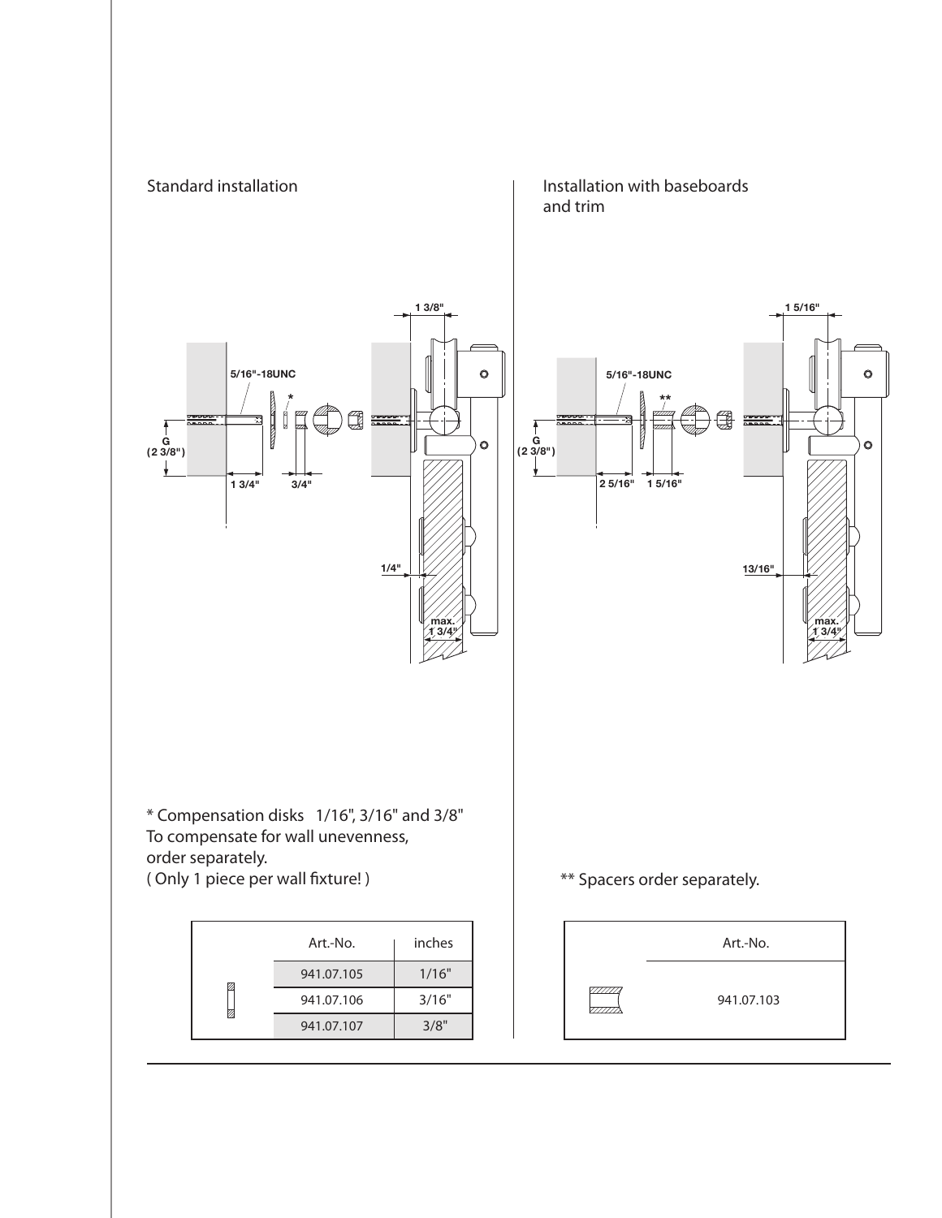## Standard installation

* Compensation disks 1/16", 3/16" and 3/8"
To compensate for wall unevenness,
order separately.
( Only 1 piece per wall fixture! )

| | Art.-No. | inches |
|---|---|---|
| | 941.07.105 | 1/16" |
| | 941.07.106 | 3/16" |
| | 941.07.107 | 3/8" |

## Installation with baseboards and trim

** Spacers order separately.

| | Art.-No. |
|---|---|
| | 941.07.103 |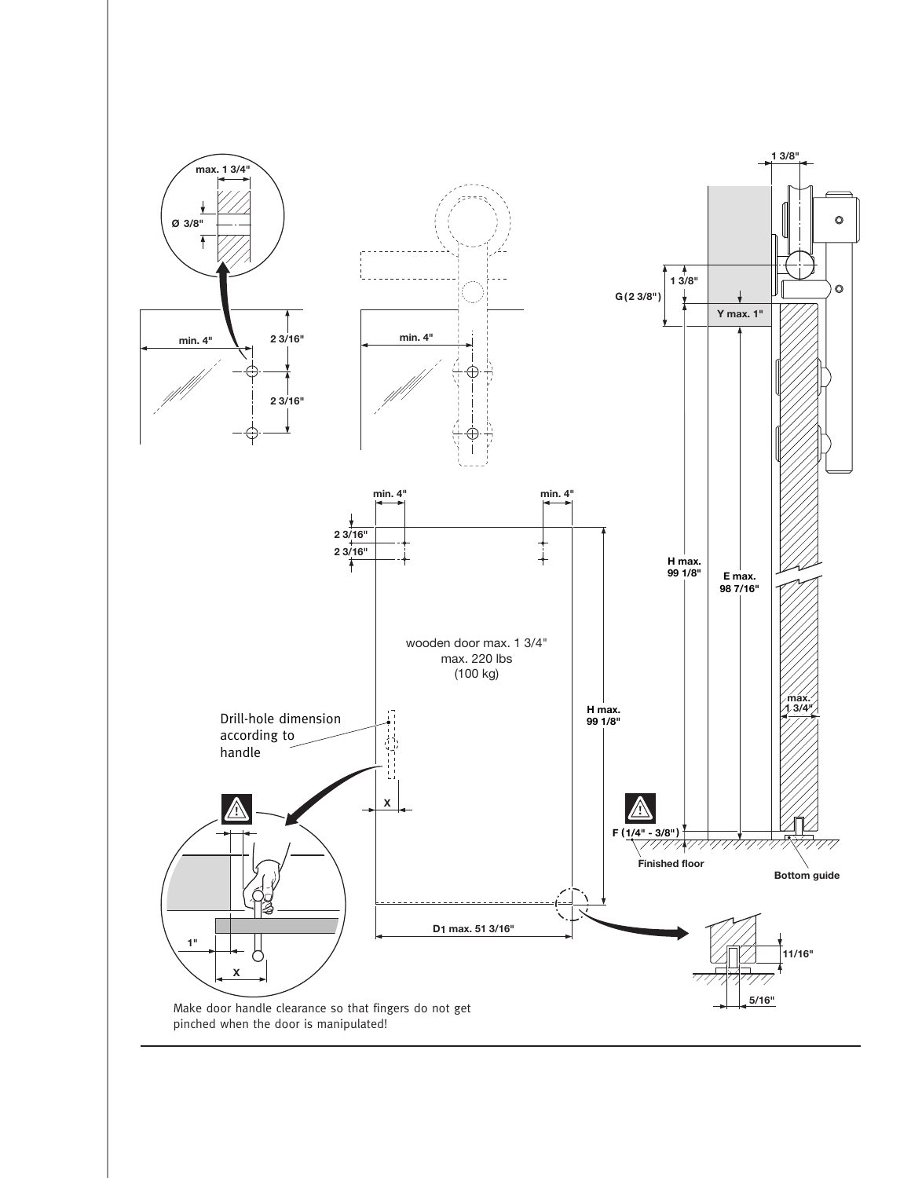max. 1 3/4"

Ø 3/8"

min. 4"

2 3/16"

2 3/16"

min. 4"

1 3/8"

1 3/8"

G (2 3/8")

Y max. 1"

min. 4"

min. 4"

2 3/16"

2 3/16"

H max. 99 1/8"

E max. 98 7/16"

wooden door max. 1 3/4"
max. 220 lbs
(100 kg)

Drill-hole dimension according to handle

H max. 99 1/8"

max. 1 3/4"

X

F (1/4" - 3/8")

Finished floor

Bottom guide

1"

X

D1 max. 51 3/16"

11/16"

5/16"

Make door handle clearance so that fingers do not get pinched when the door is manipulated!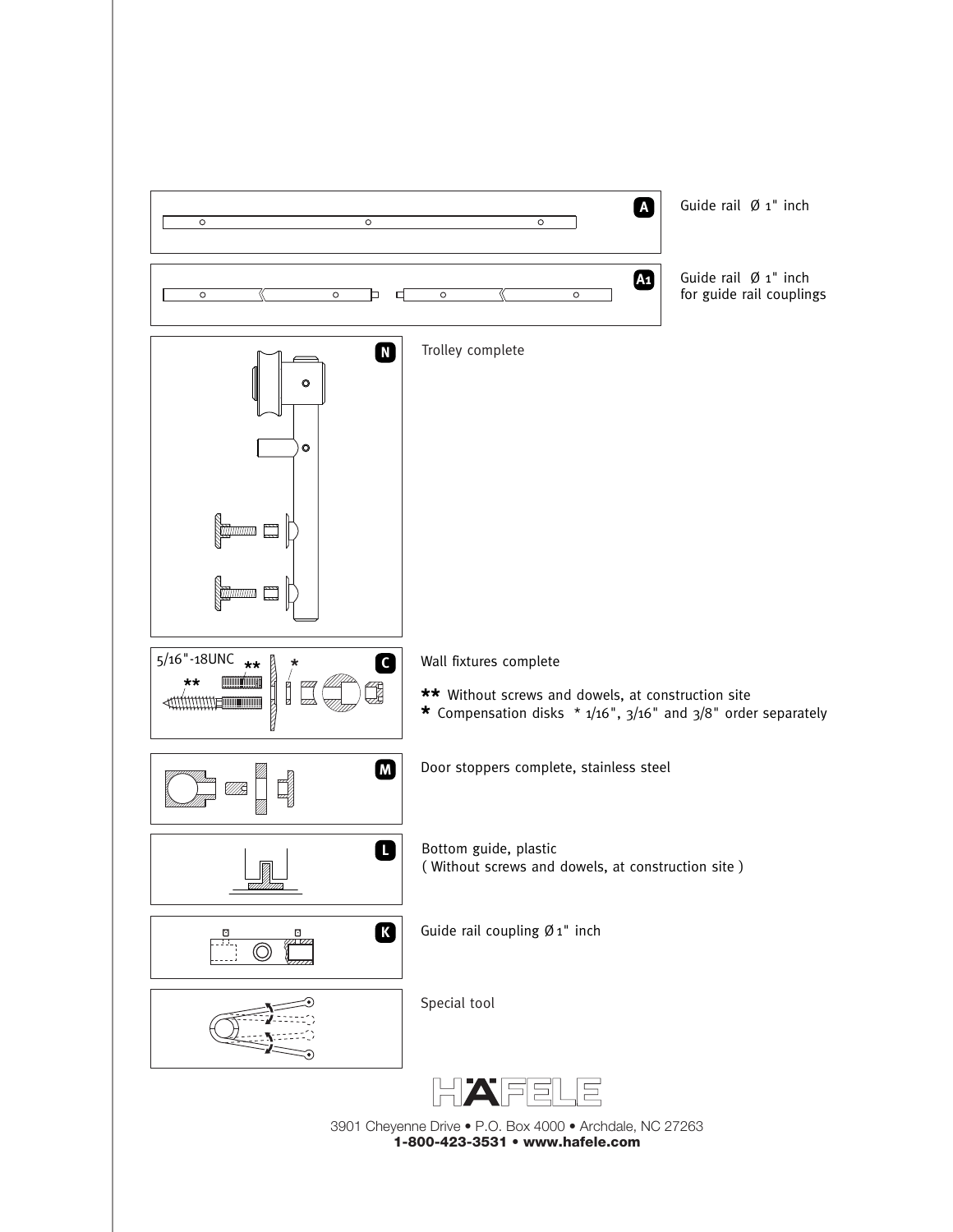**A** Guide rail Ø 1" inch

**A1** Guide rail Ø 1" inch for guide rail couplings

**N** Trolley complete

**C** Wall fixtures complete

5/16"-18UNC

** Without screws and dowels, at construction site

* Compensation disks * 1/16", 3/16" and 3/8" order separately

**M** Door stoppers complete, stainless steel

**L** Bottom guide, plastic
( Without screws and dowels, at construction site )

**K** Guide rail coupling Ø 1" inch

Special tool

HÄFELE

3901 Cheyenne Drive • P.O. Box 4000 • Archdale, NC 27263
**1-800-423-3531 • www.hafele.com**